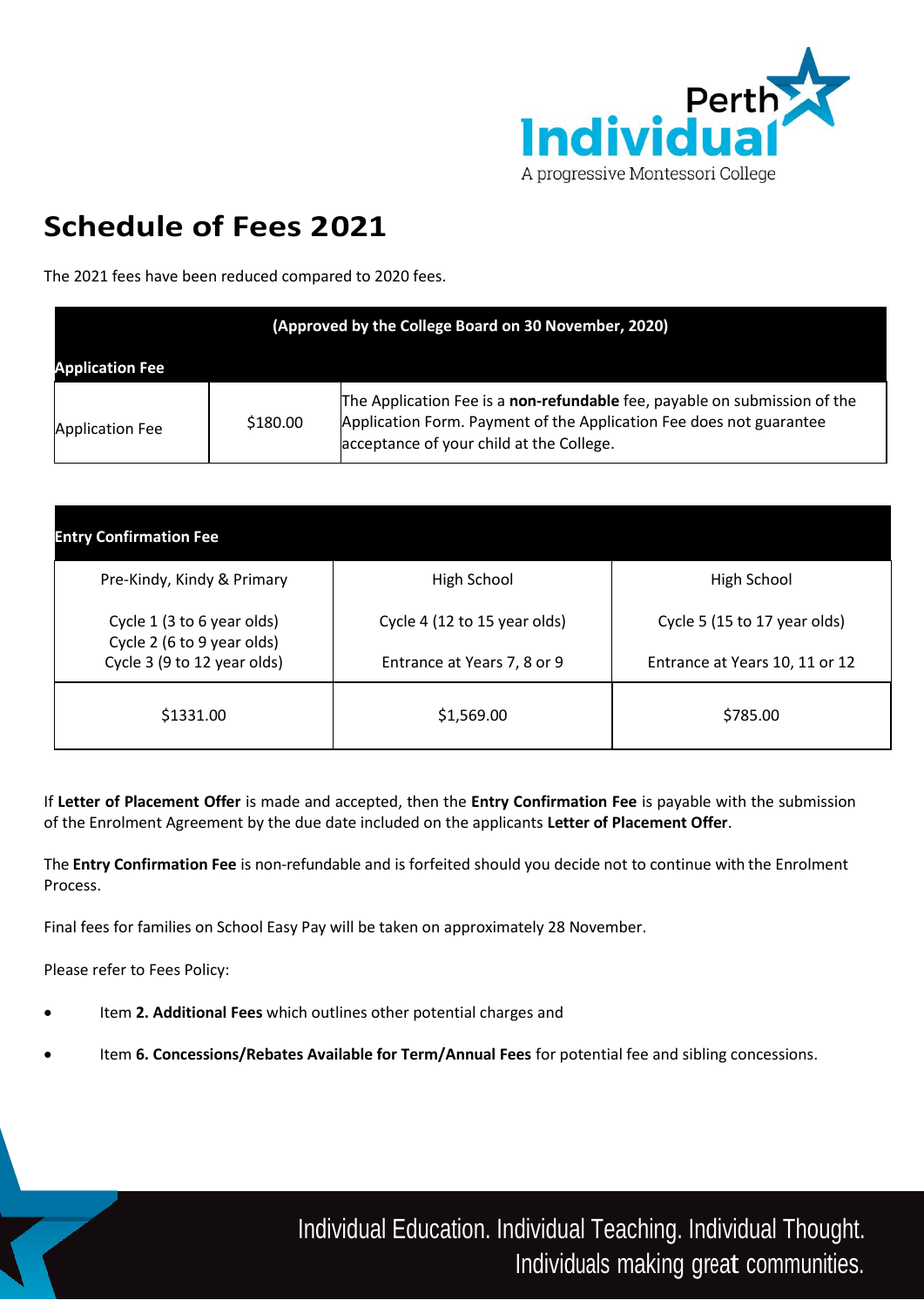# Schedule of Fees 2021

The 2021 fees have been reduced compared to 2020 fees.

| (Approved by the College Board on 30 November, 2020) | | |
|---|---|---|
| **Application Fee** | | |
| Application Fee | $180.00 | The Application Fee is a **non-refundable** fee, payable on submission of the Application Form. Payment of the Application Fee does not guarantee acceptance of your child at the College. |

| **Entry Confirmation Fee** | | |
|---|---|---|
| Pre-Kindy, Kindy & Primary<br><br>Cycle 1 (3 to 6 year olds)<br>Cycle 2 (6 to 9 year olds)<br>Cycle 3 (9 to 12 year olds) | High School<br><br>Cycle 4 (12 to 15 year olds)<br><br>Entrance at Years 7, 8 or 9 | High School<br><br>Cycle 5 (15 to 17 year olds)<br><br>Entrance at Years 10, 11 or 12 |
| $1331.00 | $1,569.00 | $785.00 |

If **Letter of Placement Offer** is made and accepted, then the **Entry Confirmation Fee** is payable with the submission of the Enrolment Agreement by the due date included on the applicants **Letter of Placement Offer**.

The **Entry Confirmation Fee** is non-refundable and is forfeited should you decide not to continue with the Enrolment Process.

Final fees for families on School Easy Pay will be taken on approximately 28 November.

Please refer to Fees Policy:

- Item **2. Additional Fees** which outlines other potential charges and
- Item **6. Concessions/Rebates Available for Term/Annual Fees** for potential fee and sibling concessions.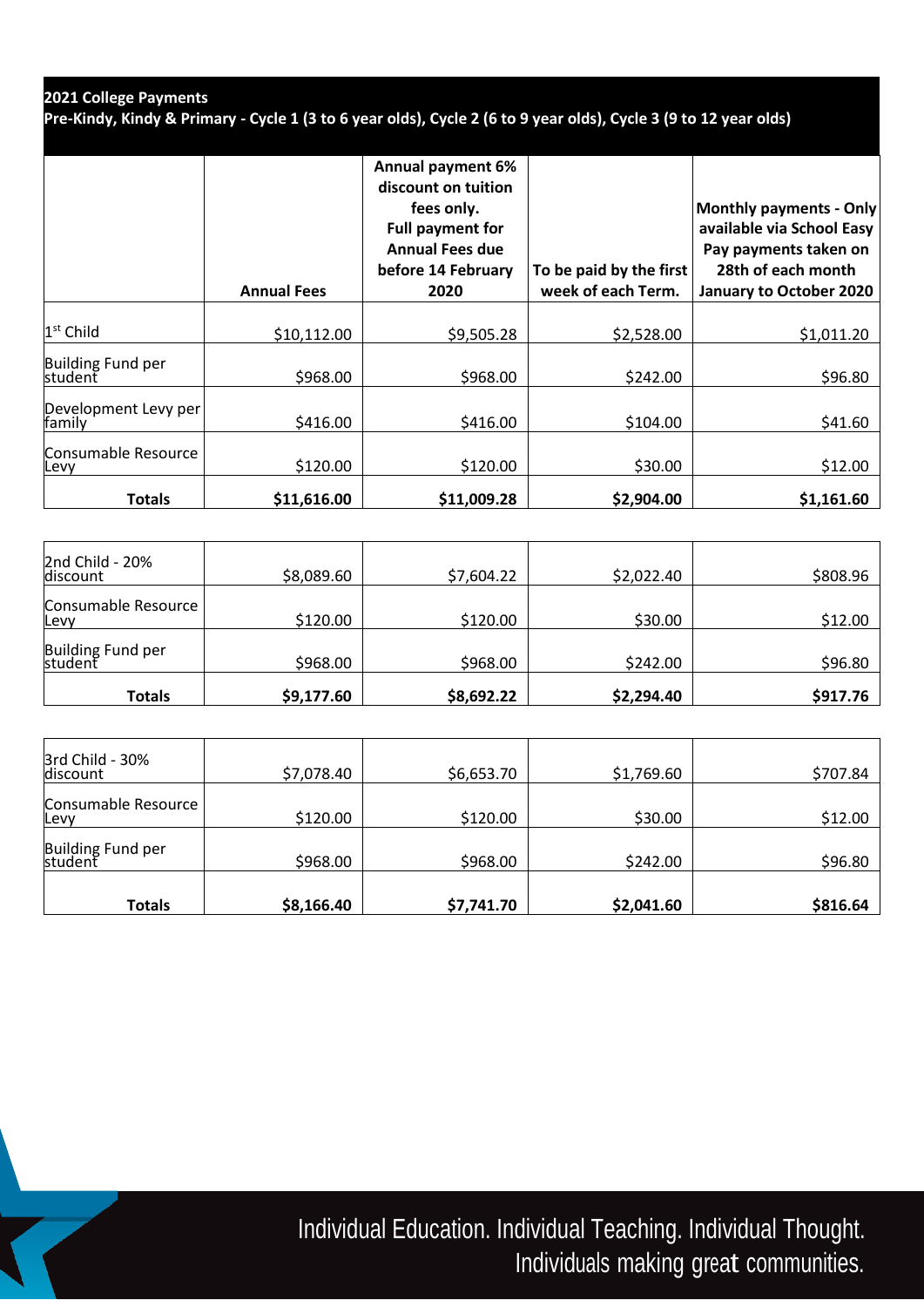**2021 College Payments**
**Pre-Kindy, Kindy & Primary - Cycle 1 (3 to 6 year olds), Cycle 2 (6 to 9 year olds), Cycle 3 (9 to 12 year olds)**

| | Annual Fees | Annual payment 6% discount on tuition fees only. Full payment for Annual Fees due before 14 February 2020 | To be paid by the first week of each Term. | Monthly payments - Only available via School Easy Pay payments taken on 28th of each month January to October 2020 |
|---|---|---|---|---|
| 1st Child | $10,112.00 | $9,505.28 | $2,528.00 | $1,011.20 |
| Building Fund per student | $968.00 | $968.00 | $242.00 | $96.80 |
| Development Levy per family | $416.00 | $416.00 | $104.00 | $41.60 |
| Consumable Resource Levy | $120.00 | $120.00 | $30.00 | $12.00 |
| **Totals** | **$11,616.00** | **$11,009.28** | **$2,904.00** | **$1,161.60** |

| | | | | |
|---|---|---|---|---|
| 2nd Child - 20% discount | $8,089.60 | $7,604.22 | $2,022.40 | $808.96 |
| Consumable Resource Levy | $120.00 | $120.00 | $30.00 | $12.00 |
| Building Fund per student | $968.00 | $968.00 | $242.00 | $96.80 |
| **Totals** | **$9,177.60** | **$8,692.22** | **$2,294.40** | **$917.76** |

| | | | | |
|---|---|---|---|---|
| 3rd Child - 30% discount | $7,078.40 | $6,653.70 | $1,769.60 | $707.84 |
| Consumable Resource Levy | $120.00 | $120.00 | $30.00 | $12.00 |
| Building Fund per student | $968.00 | $968.00 | $242.00 | $96.80 |
| **Totals** | **$8,166.40** | **$7,741.70** | **$2,041.60** | **$816.64** |

Individual Education. Individual Teaching. Individual Thought.
Individuals making great communities.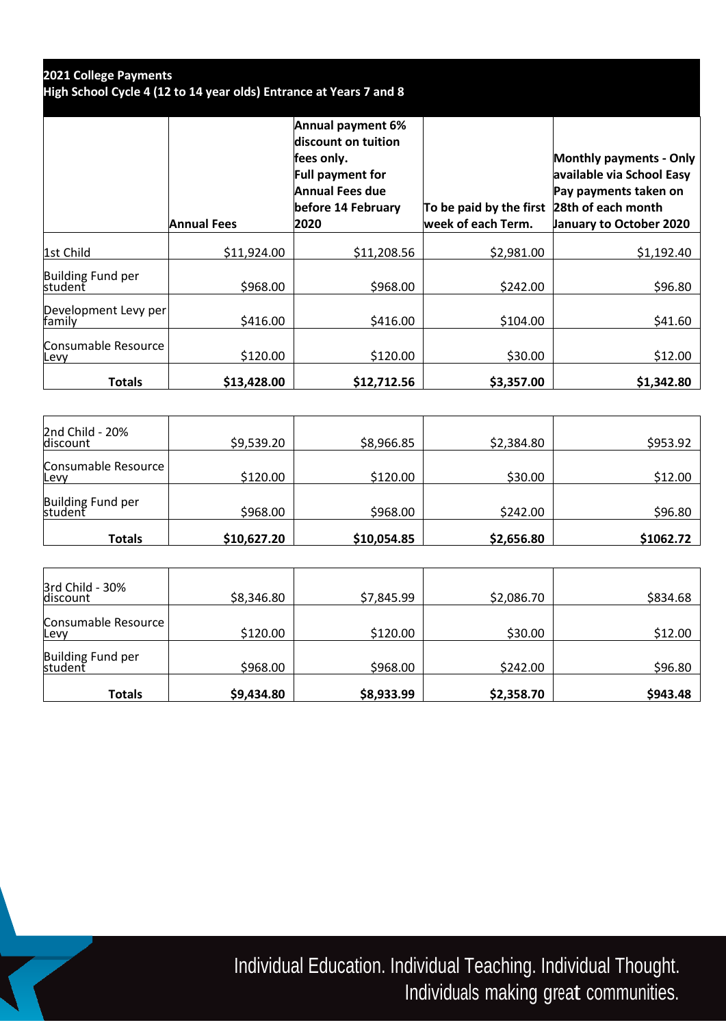**2021 College Payments**
**High School Cycle 4 (12 to 14 year olds) Entrance at Years 7 and 8**

| | Annual Fees | Annual payment 6% discount on tuition fees only. Full payment for Annual Fees due before 14 February 2020 | To be paid by the first week of each Term. | Monthly payments - Only available via School Easy Pay payments taken on 28th of each month January to October 2020 |
|---|---|---|---|---|
| 1st Child | $11,924.00 | $11,208.56 | $2,981.00 | $1,192.40 |
| Building Fund per student | $968.00 | $968.00 | $242.00 | $96.80 |
| Development Levy per family | $416.00 | $416.00 | $104.00 | $41.60 |
| Consumable Resource Levy | $120.00 | $120.00 | $30.00 | $12.00 |
| **Totals** | **$13,428.00** | **$12,712.56** | **$3,357.00** | **$1,342.80** |

| | | | | |
|---|---|---|---|---|
| 2nd Child - 20% discount | $9,539.20 | $8,966.85 | $2,384.80 | $953.92 |
| Consumable Resource Levy | $120.00 | $120.00 | $30.00 | $12.00 |
| Building Fund per student | $968.00 | $968.00 | $242.00 | $96.80 |
| **Totals** | **$10,627.20** | **$10,054.85** | **$2,656.80** | **$1062.72** |

| | | | | |
|---|---|---|---|---|
| 3rd Child - 30% discount | $8,346.80 | $7,845.99 | $2,086.70 | $834.68 |
| Consumable Resource Levy | $120.00 | $120.00 | $30.00 | $12.00 |
| Building Fund per student | $968.00 | $968.00 | $242.00 | $96.80 |
| **Totals** | **$9,434.80** | **$8,933.99** | **$2,358.70** | **$943.48** |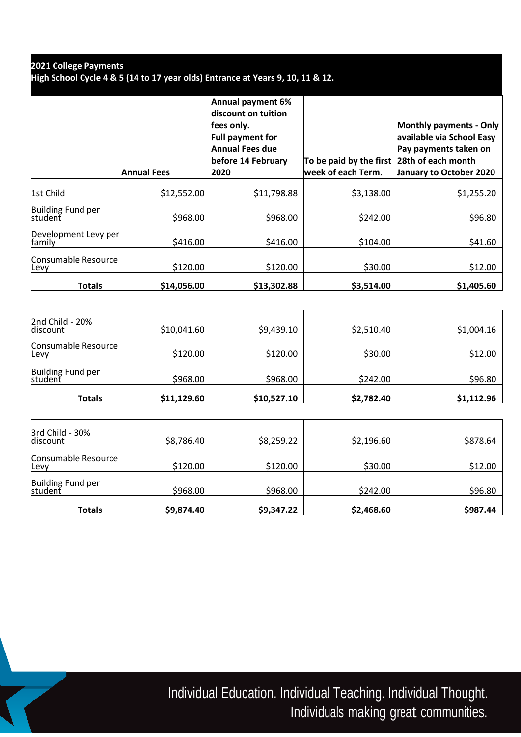**2021 College Payments**
**High School Cycle 4 & 5 (14 to 17 year olds) Entrance at Years 9, 10, 11 & 12.**

| | **Annual Fees** | **Annual payment 6% discount on tuition fees only. Full payment for Annual Fees due before 14 February 2020** | **To be paid by the first week of each Term.** | **Monthly payments - Only available via School Easy Pay payments taken on 28th of each month January to October 2020** |
|---|---|---|---|---|
| 1st Child | $12,552.00 | $11,798.88 | $3,138.00 | $1,255.20 |
| Building Fund per student | $968.00 | $968.00 | $242.00 | $96.80 |
| Development Levy per family | $416.00 | $416.00 | $104.00 | $41.60 |
| Consumable Resource Levy | $120.00 | $120.00 | $30.00 | $12.00 |
| **Totals** | **$14,056.00** | **$13,302.88** | **$3,514.00** | **$1,405.60** |

| | | | | |
|---|---|---|---|---|
| 2nd Child - 20% discount | $10,041.60 | $9,439.10 | $2,510.40 | $1,004.16 |
| Consumable Resource Levy | $120.00 | $120.00 | $30.00 | $12.00 |
| Building Fund per student | $968.00 | $968.00 | $242.00 | $96.80 |
| **Totals** | **$11,129.60** | **$10,527.10** | **$2,782.40** | **$1,112.96** |

| | | | | |
|---|---|---|---|---|
| 3rd Child - 30% discount | $8,786.40 | $8,259.22 | $2,196.60 | $878.64 |
| Consumable Resource Levy | $120.00 | $120.00 | $30.00 | $12.00 |
| Building Fund per student | $968.00 | $968.00 | $242.00 | $96.80 |
| **Totals** | **$9,874.40** | **$9,347.22** | **$2,468.60** | **$987.44** |

Individual Education. Individual Teaching. Individual Thought.
Individuals making great communities.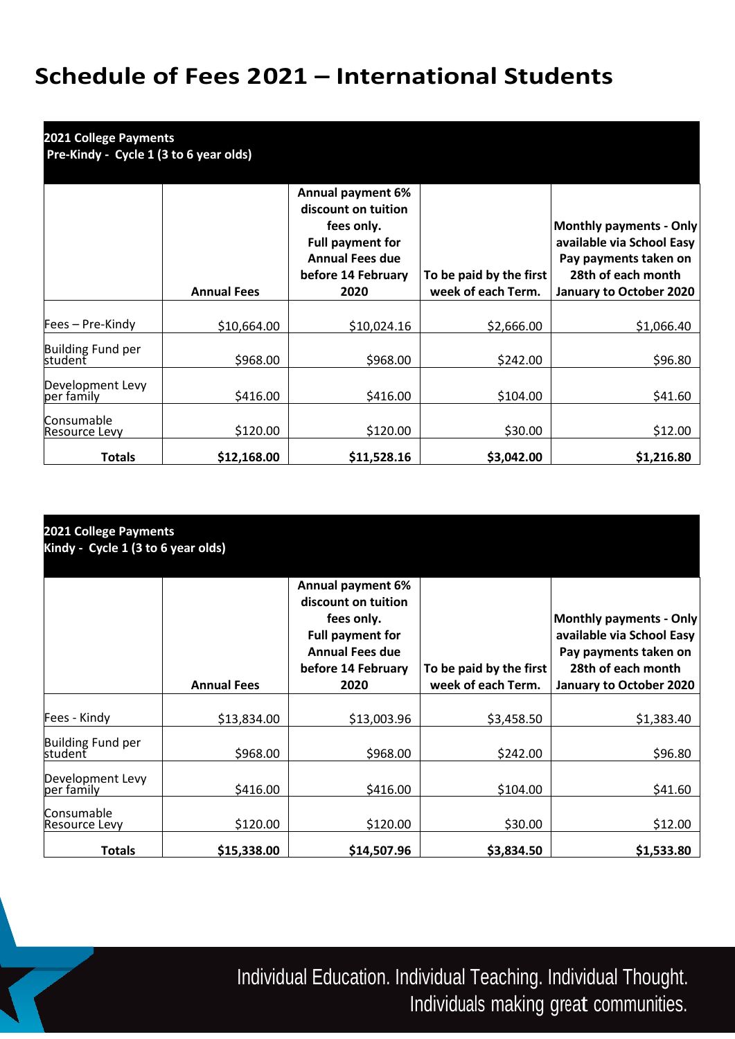# Schedule of Fees 2021 – International Students

| **2021 College Payments<br>Pre-Kindy - Cycle 1 (3 to 6 year olds)** | | | | |
|---|---|---|---|---|
| | **Annual Fees** | **Annual payment 6% discount on tuition fees only. Full payment for Annual Fees due before 14 February 2020** | **To be paid by the first week of each Term.** | **Monthly payments - Only available via School Easy Pay payments taken on 28th of each month January to October 2020** |
| Fees – Pre-Kindy | $10,664.00 | $10,024.16 | $2,666.00 | $1,066.40 |
| Building Fund per student | $968.00 | $968.00 | $242.00 | $96.80 |
| Development Levy per family | $416.00 | $416.00 | $104.00 | $41.60 |
| Consumable Resource Levy | $120.00 | $120.00 | $30.00 | $12.00 |
| **Totals** | **$12,168.00** | **$11,528.16** | **$3,042.00** | **$1,216.80** |

| **2021 College Payments<br>Kindy - Cycle 1 (3 to 6 year olds)** | | | | |
|---|---|---|---|---|
| | **Annual Fees** | **Annual payment 6% discount on tuition fees only. Full payment for Annual Fees due before 14 February 2020** | **To be paid by the first week of each Term.** | **Monthly payments - Only available via School Easy Pay payments taken on 28th of each month January to October 2020** |
| Fees - Kindy | $13,834.00 | $13,003.96 | $3,458.50 | $1,383.40 |
| Building Fund per student | $968.00 | $968.00 | $242.00 | $96.80 |
| Development Levy per family | $416.00 | $416.00 | $104.00 | $41.60 |
| Consumable Resource Levy | $120.00 | $120.00 | $30.00 | $12.00 |
| **Totals** | **$15,338.00** | **$14,507.96** | **$3,834.50** | **$1,533.80** |

Individual Education. Individual Teaching. Individual Thought.
Individuals making great communities.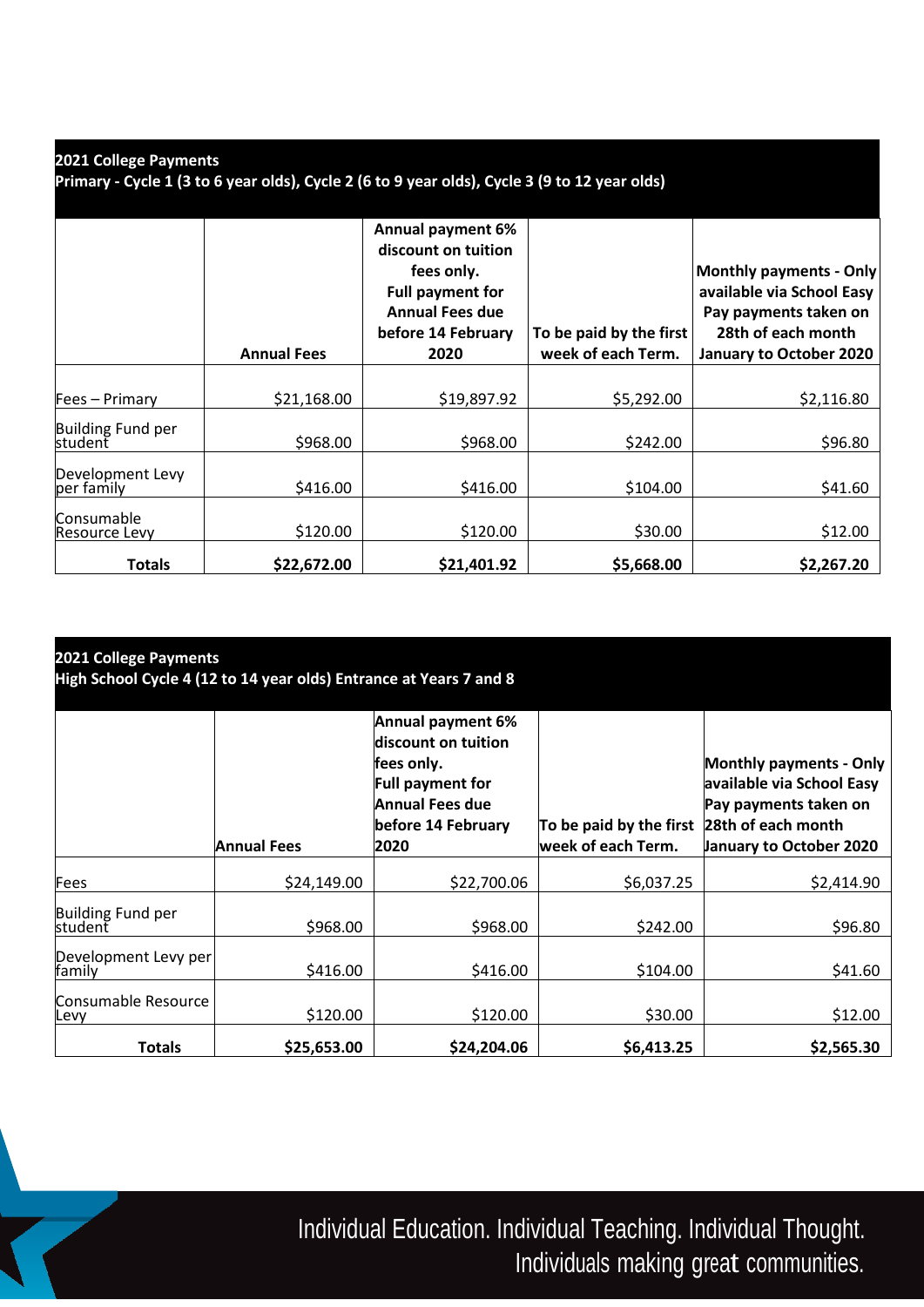## 2021 College Payments
### Primary - Cycle 1 (3 to 6 year olds), Cycle 2 (6 to 9 year olds), Cycle 3 (9 to 12 year olds)

| | Annual Fees | Annual payment 6% discount on tuition fees only. Full payment for Annual Fees due before 14 February 2020 | To be paid by the first week of each Term. | Monthly payments - Only available via School Easy Pay payments taken on 28th of each month January to October 2020 |
|---|---|---|---|---|
| Fees – Primary | $21,168.00 | $19,897.92 | $5,292.00 | $2,116.80 |
| Building Fund per student | $968.00 | $968.00 | $242.00 | $96.80 |
| Development Levy per family | $416.00 | $416.00 | $104.00 | $41.60 |
| Consumable Resource Levy | $120.00 | $120.00 | $30.00 | $12.00 |
| **Totals** | **$22,672.00** | **$21,401.92** | **$5,668.00** | **$2,267.20** |

## 2021 College Payments
### High School Cycle 4 (12 to 14 year olds) Entrance at Years 7 and 8

| | Annual Fees | Annual payment 6% discount on tuition fees only. Full payment for Annual Fees due before 14 February 2020 | To be paid by the first week of each Term. | Monthly payments - Only available via School Easy Pay payments taken on 28th of each month January to October 2020 |
|---|---|---|---|---|
| Fees | $24,149.00 | $22,700.06 | $6,037.25 | $2,414.90 |
| Building Fund per student | $968.00 | $968.00 | $242.00 | $96.80 |
| Development Levy per family | $416.00 | $416.00 | $104.00 | $41.60 |
| Consumable Resource Levy | $120.00 | $120.00 | $30.00 | $12.00 |
| **Totals** | **$25,653.00** | **$24,204.06** | **$6,413.25** | **$2,565.30** |

Individual Education. Individual Teaching. Individual Thought.
Individuals making great communities.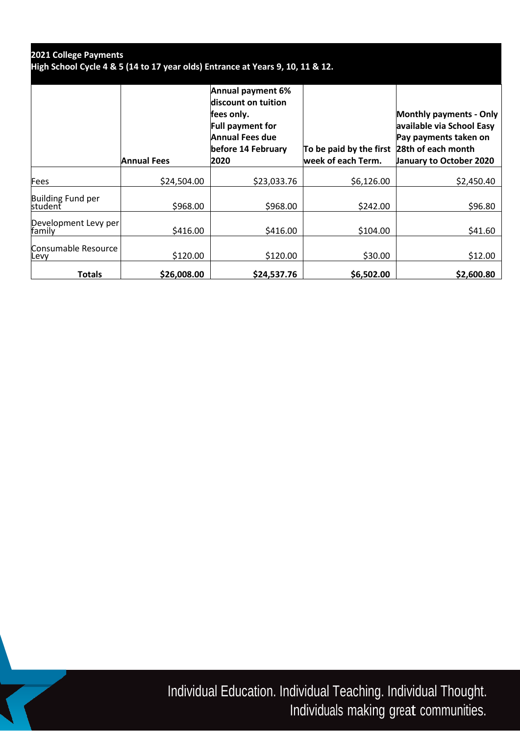**2021 College Payments**
**High School Cycle 4 & 5 (14 to 17 year olds) Entrance at Years 9, 10, 11 & 12.**

| | Annual Fees | Annual payment 6% discount on tuition fees only. Full payment for Annual Fees due before 14 February 2020 | To be paid by the first week of each Term. | Monthly payments - Only available via School Easy Pay payments taken on 28th of each month January to October 2020 |
|---|---|---|---|---|
| Fees | $24,504.00 | $23,033.76 | $6,126.00 | $2,450.40 |
| Building Fund per student | $968.00 | $968.00 | $242.00 | $96.80 |
| Development Levy per family | $416.00 | $416.00 | $104.00 | $41.60 |
| Consumable Resource Levy | $120.00 | $120.00 | $30.00 | $12.00 |
| **Totals** | **$26,008.00** | **$24,537.76** | **$6,502.00** | **$2,600.80** |

Individual Education. Individual Teaching. Individual Thought.
Individuals making great communities.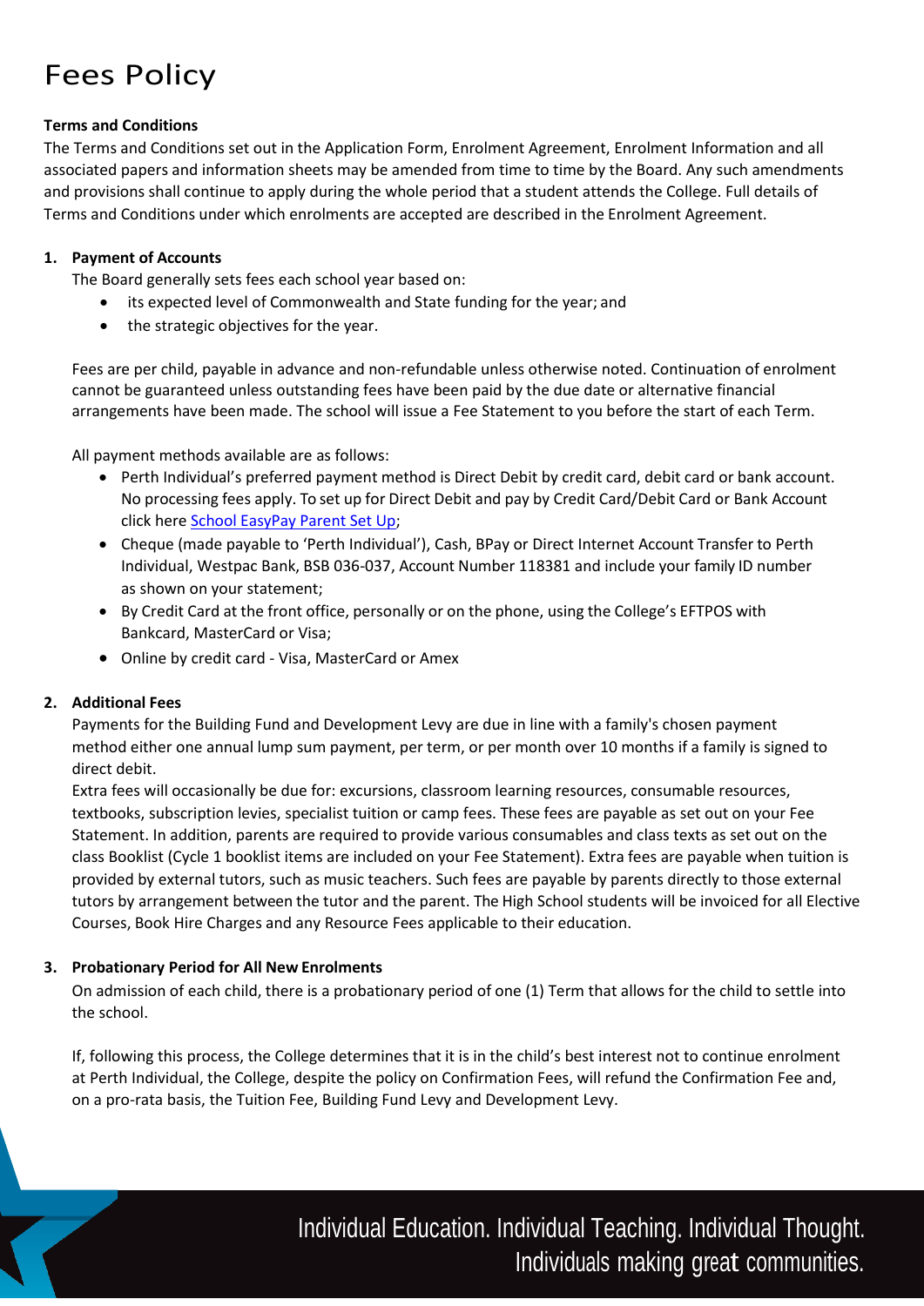# Fees Policy

**Terms and Conditions**

The Terms and Conditions set out in the Application Form, Enrolment Agreement, Enrolment Information and all associated papers and information sheets may be amended from time to time by the Board. Any such amendments and provisions shall continue to apply during the whole period that a student attends the College. Full details of Terms and Conditions under which enrolments are accepted are described in the Enrolment Agreement.

1. **Payment of Accounts**

   The Board generally sets fees each school year based on:

   - its expected level of Commonwealth and State funding for the year; and
   - the strategic objectives for the year.

   Fees are per child, payable in advance and non-refundable unless otherwise noted. Continuation of enrolment cannot be guaranteed unless outstanding fees have been paid by the due date or alternative financial arrangements have been made. The school will issue a Fee Statement to you before the start of each Term.

   All payment methods available are as follows:

   - Perth Individual's preferred payment method is Direct Debit by credit card, debit card or bank account. No processing fees apply. To set up for Direct Debit and pay by Credit Card/Debit Card or Bank Account click here School EasyPay Parent Set Up;
   - Cheque (made payable to 'Perth Individual'), Cash, BPay or Direct Internet Account Transfer to Perth Individual, Westpac Bank, BSB 036-037, Account Number 118381 and include your family ID number as shown on your statement;
   - By Credit Card at the front office, personally or on the phone, using the College's EFTPOS with Bankcard, MasterCard or Visa;
   - Online by credit card - Visa, MasterCard or Amex

2. **Additional Fees**

   Payments for the Building Fund and Development Levy are due in line with a family's chosen payment method either one annual lump sum payment, per term, or per month over 10 months if a family is signed to direct debit.

   Extra fees will occasionally be due for: excursions, classroom learning resources, consumable resources, textbooks, subscription levies, specialist tuition or camp fees. These fees are payable as set out on your Fee Statement. In addition, parents are required to provide various consumables and class texts as set out on the class Booklist (Cycle 1 booklist items are included on your Fee Statement). Extra fees are payable when tuition is provided by external tutors, such as music teachers. Such fees are payable by parents directly to those external tutors by arrangement between the tutor and the parent. The High School students will be invoiced for all Elective Courses, Book Hire Charges and any Resource Fees applicable to their education.

3. **Probationary Period for All New Enrolments**

   On admission of each child, there is a probationary period of one (1) Term that allows for the child to settle into the school.

   If, following this process, the College determines that it is in the child's best interest not to continue enrolment at Perth Individual, the College, despite the policy on Confirmation Fees, will refund the Confirmation Fee and, on a pro-rata basis, the Tuition Fee, Building Fund Levy and Development Levy.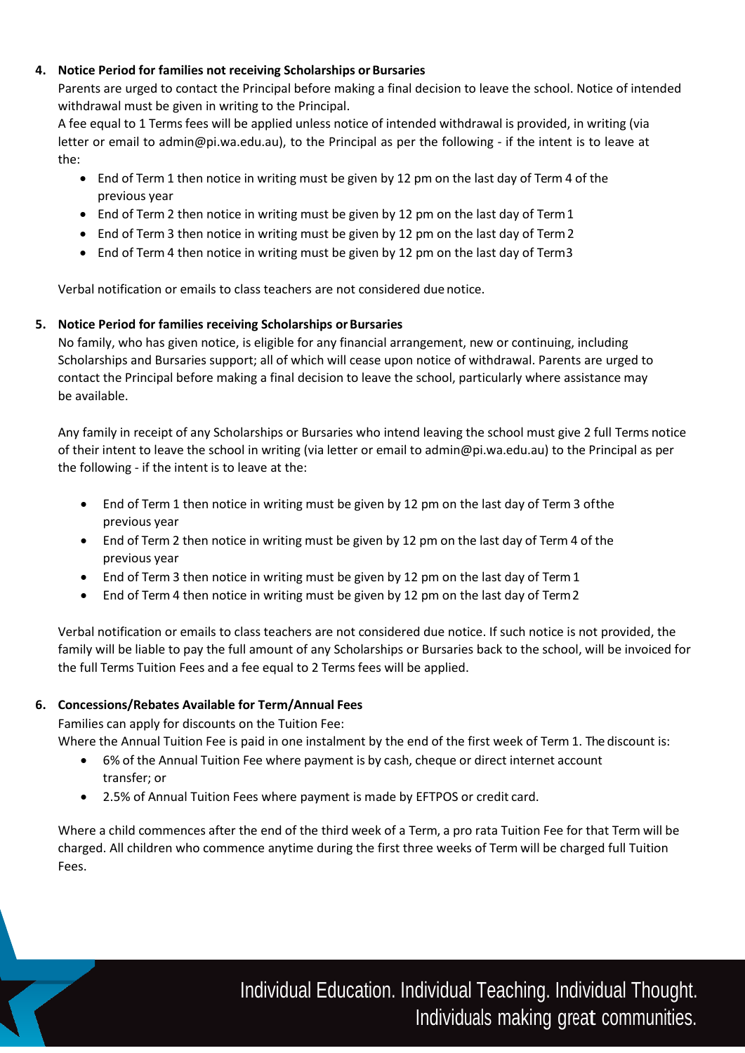4. **Notice Period for families not receiving Scholarships or Bursaries**

   Parents are urged to contact the Principal before making a final decision to leave the school. Notice of intended withdrawal must be given in writing to the Principal.

   A fee equal to 1 Terms fees will be applied unless notice of intended withdrawal is provided, in writing (via letter or email to admin@pi.wa.edu.au), to the Principal as per the following - if the intent is to leave at the:

   - End of Term 1 then notice in writing must be given by 12 pm on the last day of Term 4 of the previous year
   - End of Term 2 then notice in writing must be given by 12 pm on the last day of Term 1
   - End of Term 3 then notice in writing must be given by 12 pm on the last day of Term 2
   - End of Term 4 then notice in writing must be given by 12 pm on the last day of Term 3

   Verbal notification or emails to class teachers are not considered due notice.

5. **Notice Period for families receiving Scholarships or Bursaries**

   No family, who has given notice, is eligible for any financial arrangement, new or continuing, including Scholarships and Bursaries support; all of which will cease upon notice of withdrawal. Parents are urged to contact the Principal before making a final decision to leave the school, particularly where assistance may be available.

   Any family in receipt of any Scholarships or Bursaries who intend leaving the school must give 2 full Terms notice of their intent to leave the school in writing (via letter or email to admin@pi.wa.edu.au) to the Principal as per the following - if the intent is to leave at the:

   - End of Term 1 then notice in writing must be given by 12 pm on the last day of Term 3 of the previous year
   - End of Term 2 then notice in writing must be given by 12 pm on the last day of Term 4 of the previous year
   - End of Term 3 then notice in writing must be given by 12 pm on the last day of Term 1
   - End of Term 4 then notice in writing must be given by 12 pm on the last day of Term 2

   Verbal notification or emails to class teachers are not considered due notice. If such notice is not provided, the family will be liable to pay the full amount of any Scholarships or Bursaries back to the school, will be invoiced for the full Terms Tuition Fees and a fee equal to 2 Terms fees will be applied.

6. **Concessions/Rebates Available for Term/Annual Fees**

   Families can apply for discounts on the Tuition Fee:

   Where the Annual Tuition Fee is paid in one instalment by the end of the first week of Term 1. The discount is:

   - 6% of the Annual Tuition Fee where payment is by cash, cheque or direct internet account transfer; or
   - 2.5% of Annual Tuition Fees where payment is made by EFTPOS or credit card.

   Where a child commences after the end of the third week of a Term, a pro rata Tuition Fee for that Term will be charged. All children who commence anytime during the first three weeks of Term will be charged full Tuition Fees.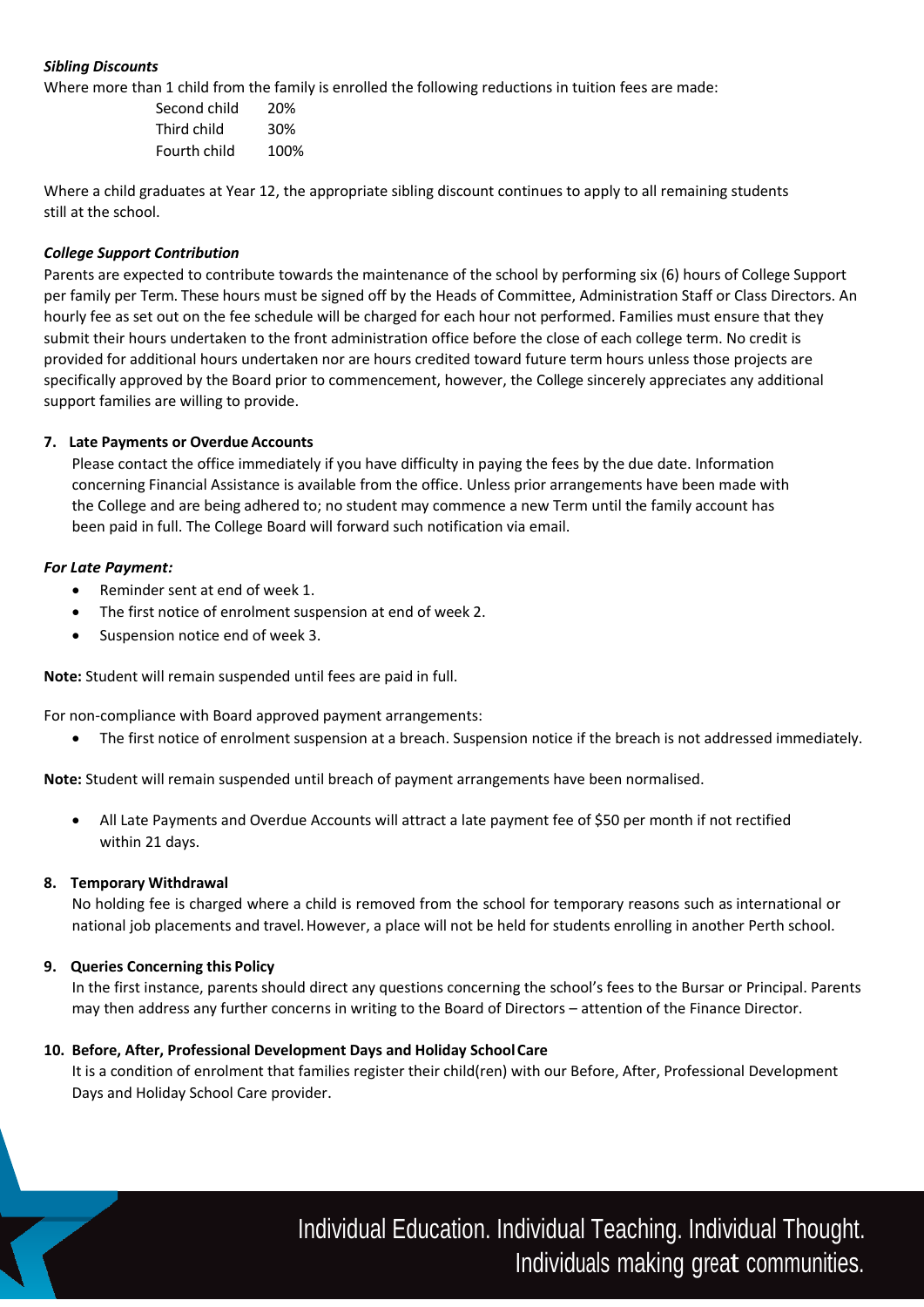***Sibling Discounts***

Where more than 1 child from the family is enrolled the following reductions in tuition fees are made:

| | |
|---|---|
| Second child | 20% |
| Third child | 30% |
| Fourth child | 100% |

Where a child graduates at Year 12, the appropriate sibling discount continues to apply to all remaining students still at the school.

***College Support Contribution***

Parents are expected to contribute towards the maintenance of the school by performing six (6) hours of College Support per family per Term. These hours must be signed off by the Heads of Committee, Administration Staff or Class Directors. An hourly fee as set out on the fee schedule will be charged for each hour not performed. Families must ensure that they submit their hours undertaken to the front administration office before the close of each college term. No credit is provided for additional hours undertaken nor are hours credited toward future term hours unless those projects are specifically approved by the Board prior to commencement, however, the College sincerely appreciates any additional support families are willing to provide.

**7. Late Payments or Overdue Accounts**

Please contact the office immediately if you have difficulty in paying the fees by the due date. Information concerning Financial Assistance is available from the office. Unless prior arrangements have been made with the College and are being adhered to; no student may commence a new Term until the family account has been paid in full. The College Board will forward such notification via email.

***For Late Payment:***

- Reminder sent at end of week 1.
- The first notice of enrolment suspension at end of week 2.
- Suspension notice end of week 3.

**Note:** Student will remain suspended until fees are paid in full.

For non-compliance with Board approved payment arrangements:

- The first notice of enrolment suspension at a breach. Suspension notice if the breach is not addressed immediately.

**Note:** Student will remain suspended until breach of payment arrangements have been normalised.

- All Late Payments and Overdue Accounts will attract a late payment fee of $50 per month if not rectified within 21 days.

**8. Temporary Withdrawal**

No holding fee is charged where a child is removed from the school for temporary reasons such as international or national job placements and travel. However, a place will not be held for students enrolling in another Perth school.

**9. Queries Concerning this Policy**

In the first instance, parents should direct any questions concerning the school's fees to the Bursar or Principal. Parents may then address any further concerns in writing to the Board of Directors – attention of the Finance Director.

**10. Before, After, Professional Development Days and Holiday School Care**

It is a condition of enrolment that families register their child(ren) with our Before, After, Professional Development Days and Holiday School Care provider.